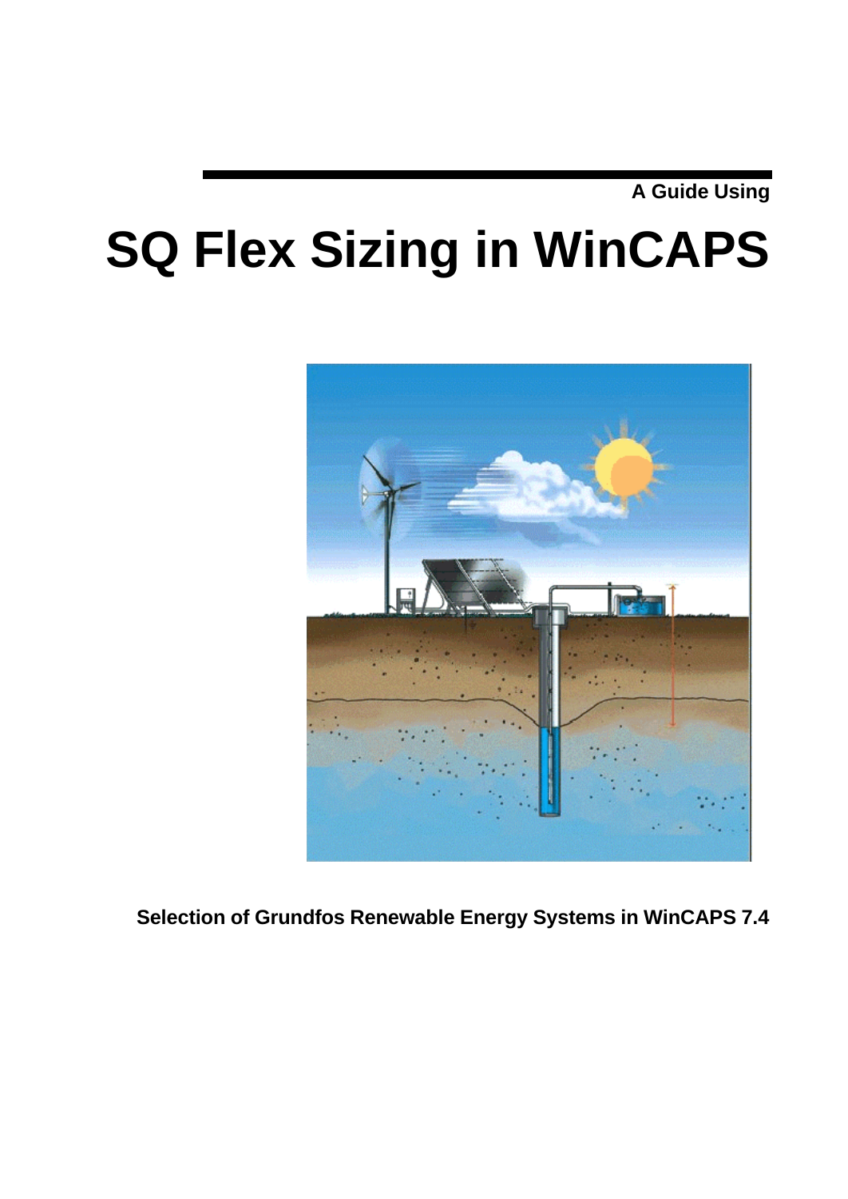A Guide Using

# SQ Flex Sizing in WinCAPS

**Selection of Grundfos Renewable Energy Systems in WinCAPS 7.4**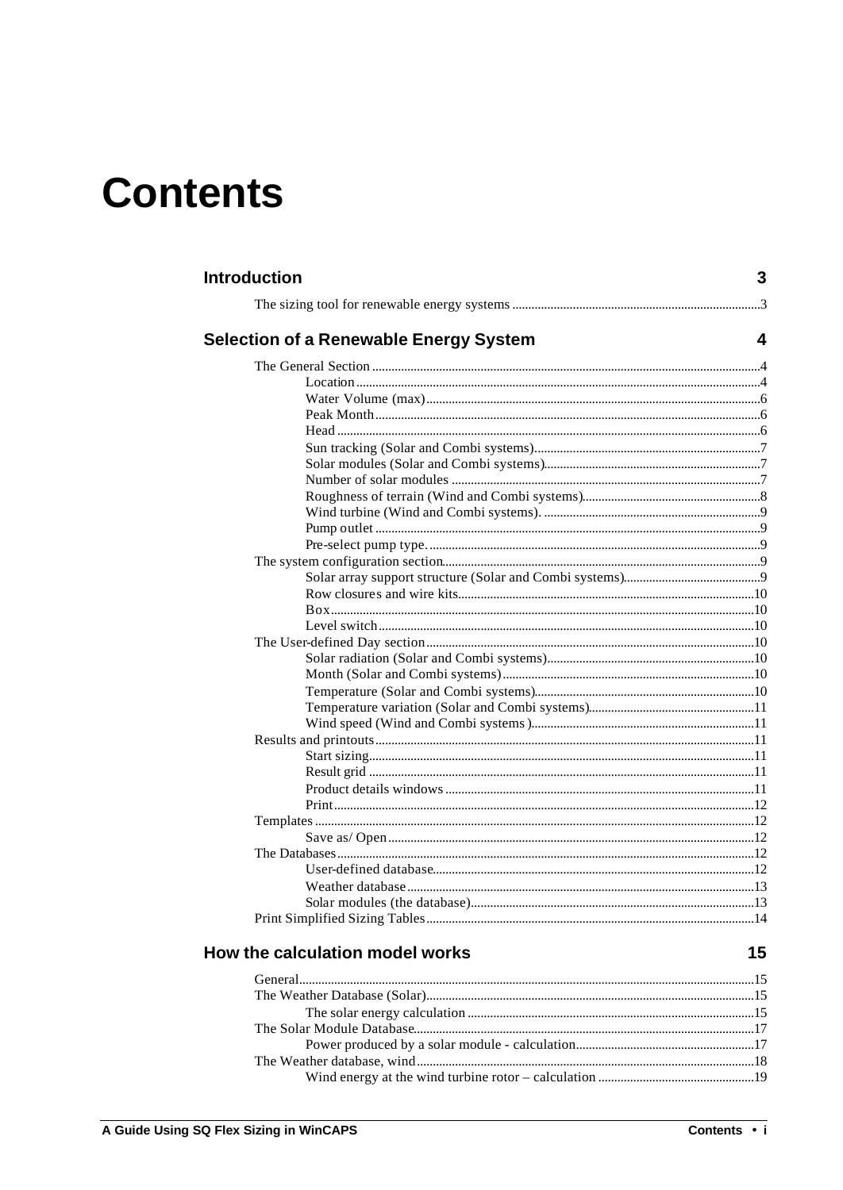# Contents

**Introduction** 3

- The sizing tool for renewable energy systems ... 3

**Selection of a Renewable Energy System** 4

- The General Section ... 4
  - Location ... 4
  - Water Volume (max) ... 6
  - Peak Month ... 6
  - Head ... 6
  - Sun tracking (Solar and Combi systems) ... 7
  - Solar modules (Solar and Combi systems) ... 7
  - Number of solar modules ... 7
  - Roughness of terrain (Wind and Combi systems) ... 8
  - Wind turbine (Wind and Combi systems). ... 9
  - Pump outlet ... 9
  - Pre-select pump type. ... 9
- The system configuration section ... 9
  - Solar array support structure (Solar and Combi systems) ... 9
  - Row closures and wire kits ... 10
  - Box ... 10
  - Level switch ... 10
- The User-defined Day section ... 10
  - Solar radiation (Solar and Combi systems) ... 10
  - Month (Solar and Combi systems) ... 10
  - Temperature (Solar and Combi systems) ... 10
  - Temperature variation (Solar and Combi systems) ... 11
  - Wind speed (Wind and Combi systems ) ... 11
- Results and printouts ... 11
  - Start sizing ... 11
  - Result grid ... 11
  - Product details windows ... 11
  - Print ... 12
- Templates ... 12
  - Save as/ Open ... 12
- The Databases ... 12
  - User-defined database ... 12
  - Weather database ... 13
  - Solar modules (the database) ... 13
- Print Simplified Sizing Tables ... 14

**How the calculation model works** 15

- General ... 15
- The Weather Database (Solar) ... 15
  - The solar energy calculation ... 15
- The Solar Module Database ... 17
  - Power produced by a solar module - calculation ... 17
- The Weather database, wind ... 18
  - Wind energy at the wind turbine rotor – calculation ... 19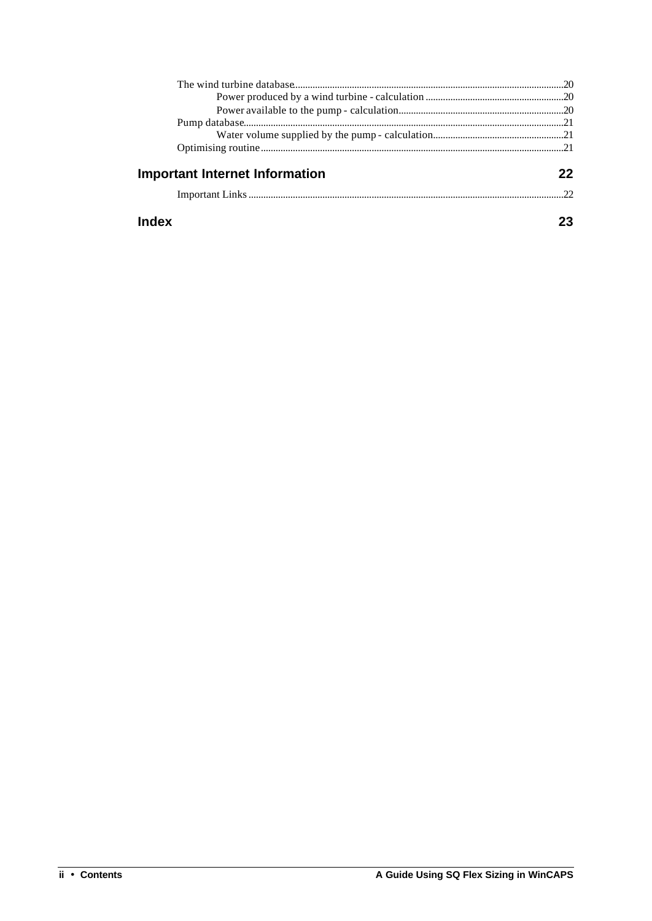The wind turbine database ........................................................ 20

Power produced by a wind turbine - calculation ........................................................ 20

Power available to the pump - calculation ........................................................ 20

Pump database ........................................................ 21

Water volume supplied by the pump - calculation ........................................................ 21

Optimising routine ........................................................ 21

## Important Internet Information 22

Important Links ........................................................ 22

## Index 23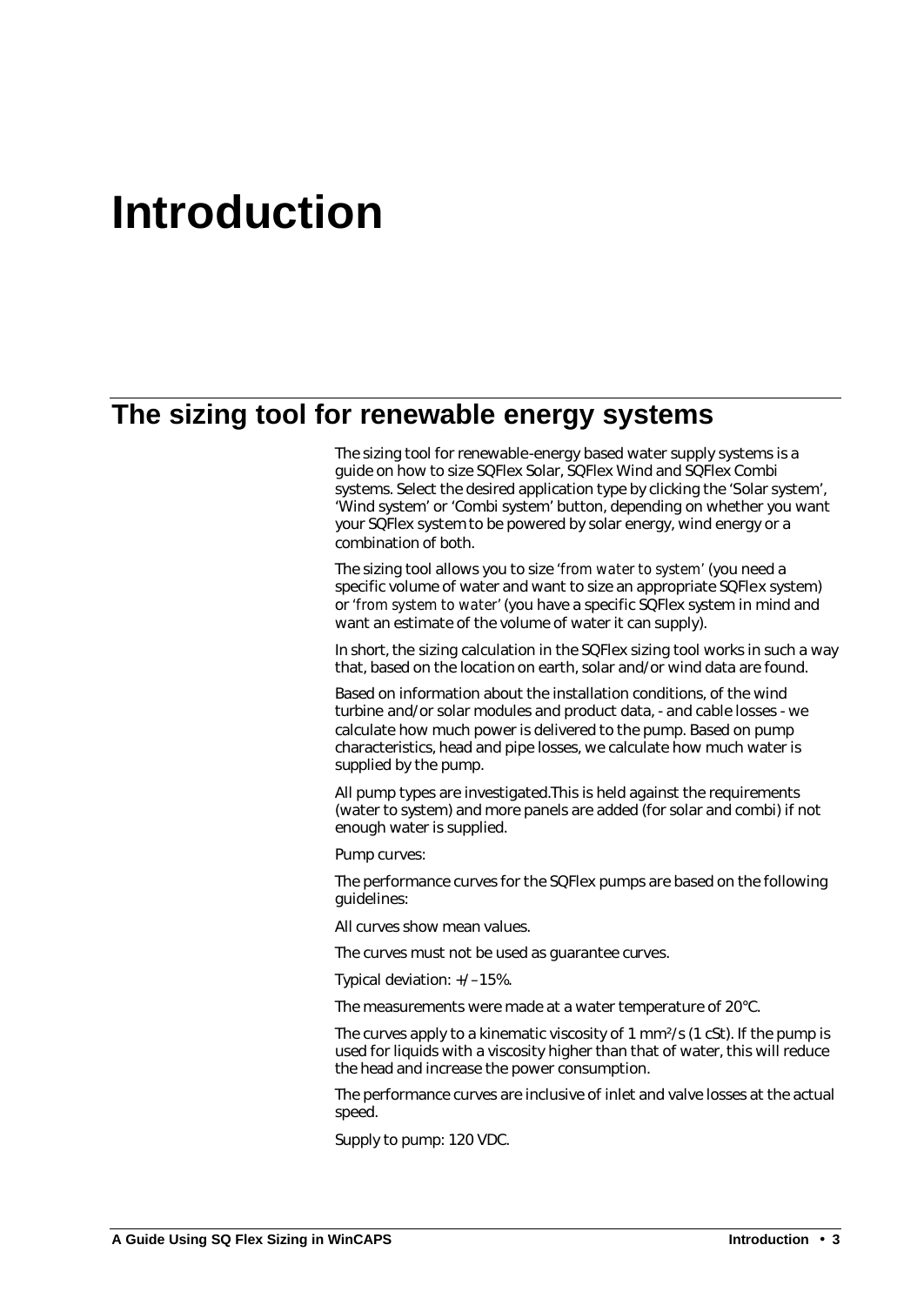# Introduction

## The sizing tool for renewable energy systems

The sizing tool for renewable-energy based water supply systems is a guide on how to size SQFlex Solar, SQFlex Wind and SQFlex Combi systems. Select the desired application type by clicking the 'Solar system', 'Wind system' or 'Combi system' button, depending on whether you want your SQFlex system to be powered by solar energy, wind energy or a combination of both.

The sizing tool allows you to size *'from water to system'* (you need a specific volume of water and want to size an appropriate SQFlex system) or *'from system to water'* (you have a specific SQFlex system in mind and want an estimate of the volume of water it can supply).

In short, the sizing calculation in the SQFlex sizing tool works in such a way that, based on the location on earth, solar and/or wind data are found.

Based on information about the installation conditions, of the wind turbine and/or solar modules and product data, - and cable losses - we calculate how much power is delivered to the pump. Based on pump characteristics, head and pipe losses, we calculate how much water is supplied by the pump.

All pump types are investigated.This is held against the requirements (water to system) and more panels are added (for solar and combi) if not enough water is supplied.

Pump curves:

The performance curves for the SQFlex pumps are based on the following guidelines:

All curves show mean values.

The curves must not be used as guarantee curves.

Typical deviation: +/–15%.

The measurements were made at a water temperature of 20°C.

The curves apply to a kinematic viscosity of 1 $mm^2/s$ (1 cSt). If the pump is used for liquids with a viscosity higher than that of water, this will reduce the head and increase the power consumption.

The performance curves are inclusive of inlet and valve losses at the actual speed.

Supply to pump: 120 VDC.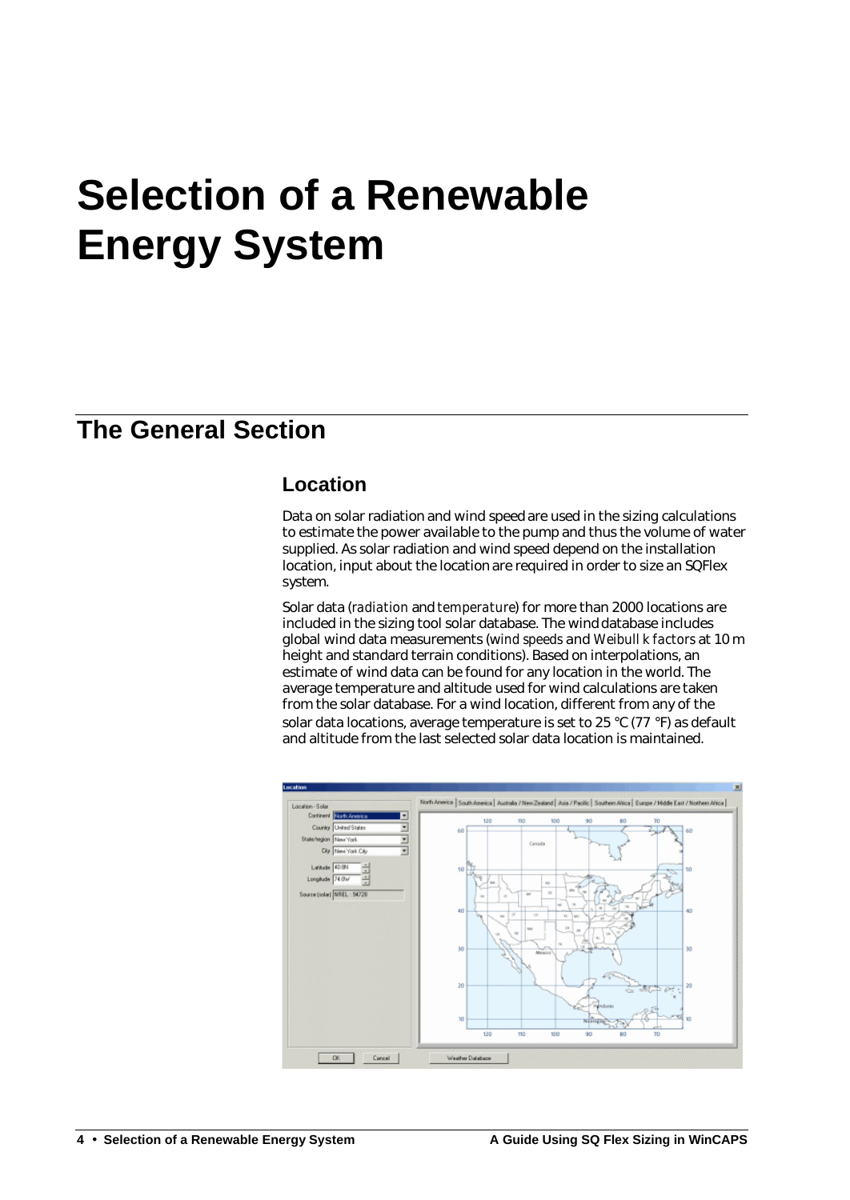# Selection of a Renewable Energy System

## The General Section

### Location

Data on solar radiation and wind speed are used in the sizing calculations to estimate the power available to the pump and thus the volume of water supplied. As solar radiation and wind speed depend on the installation location, input about the location are required in order to size an SQFlex system.

Solar data (*radiation* and *temperature*) for more than 2000 locations are included in the sizing tool solar database. The wind database includes global wind data measurements (*wind speeds* and *Weibull k factors* at 10 m height and standard terrain conditions). Based on interpolations, an estimate of wind data can be found for any location in the world. The average temperature and altitude used for wind calculations are taken from the solar database. For a wind location, different from any of the solar data locations, average temperature is set to 25 °C (77 °F) as default and altitude from the last selected solar data location is maintained.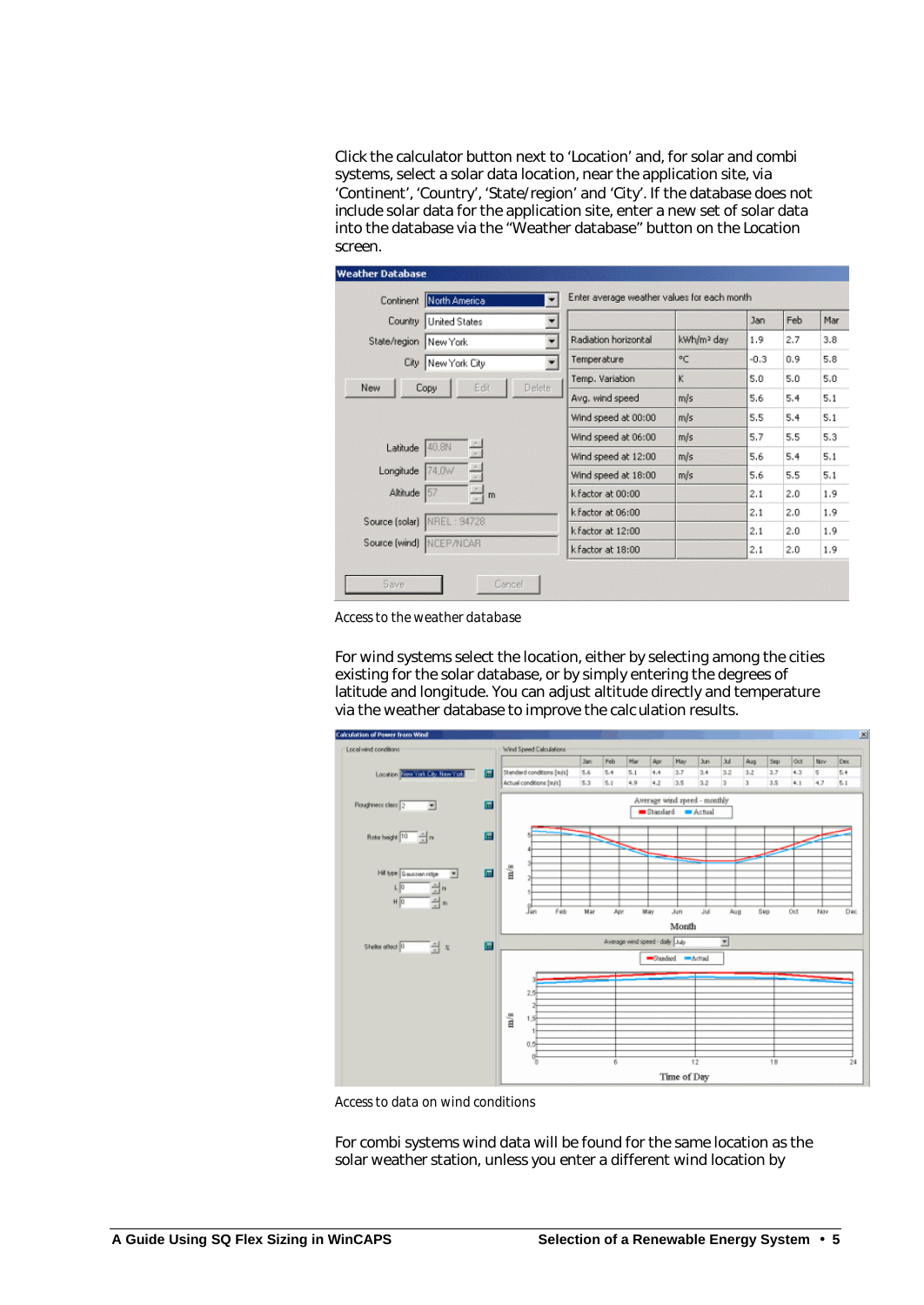Click the calculator button next to 'Location' and, for solar and combi systems, select a solar data location, near the application site, via 'Continent', 'Country', 'State/region' and 'City'. If the database does not include solar data for the application site, enter a new set of solar data into the database via the "Weather database" button on the Location screen.

*Access to the weather database*

For wind systems select the location, either by selecting among the cities existing for the solar database, or by simply entering the degrees of latitude and longitude. You can adjust altitude directly and temperature via the weather database to improve the calculation results.

*Access to data on wind conditions*

For combi systems wind data will be found for the same location as the solar weather station, unless you enter a different wind location by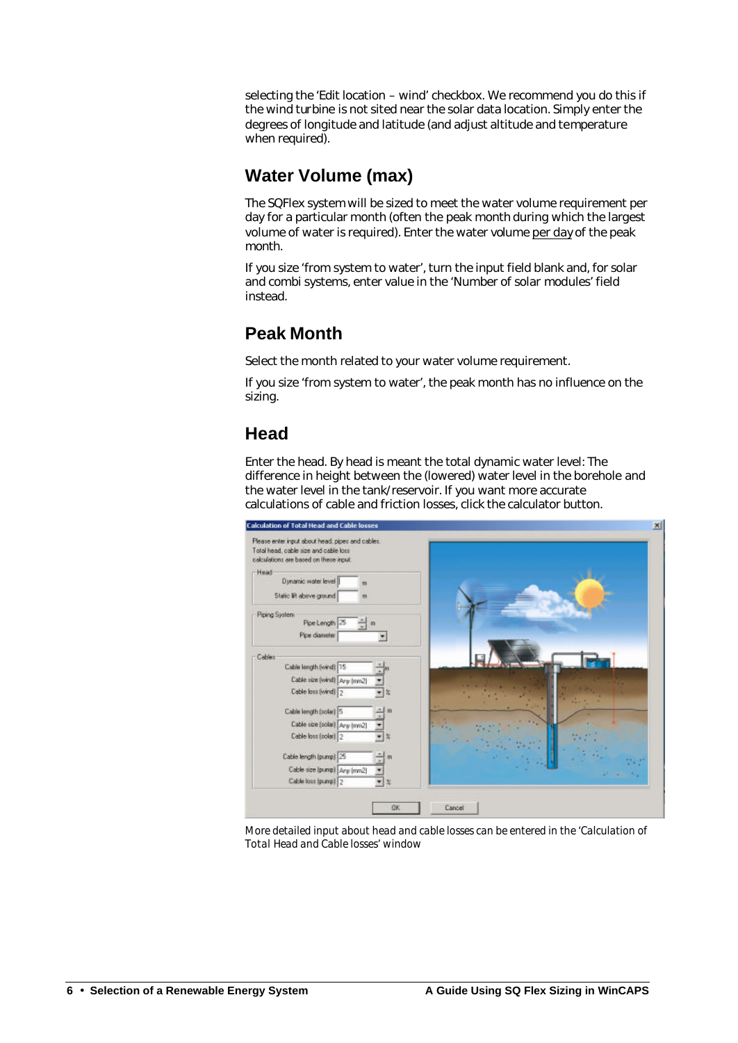selecting the 'Edit location – wind' checkbox. We recommend you do this if the wind turbine is not sited near the solar data location. Simply enter the degrees of longitude and latitude (and adjust altitude and temperature when required).

## Water Volume (max)

The SQFlex system will be sized to meet the water volume requirement per day for a particular month (often the peak month during which the largest volume of water is required). Enter the water volume per day of the peak month.

If you size 'from system to water', turn the input field blank and, for solar and combi systems, enter value in the 'Number of solar modules' field instead.

## Peak Month

Select the month related to your water volume requirement.

If you size 'from system to water', the peak month has no influence on the sizing.

## Head

Enter the head. By head is meant the total dynamic water level: The difference in height between the (lowered) water level in the borehole and the water level in the tank/reservoir. If you want more accurate calculations of cable and friction losses, click the calculator button.

*More detailed input about head and cable losses can be entered in the 'Calculation of Total Head and Cable losses' window*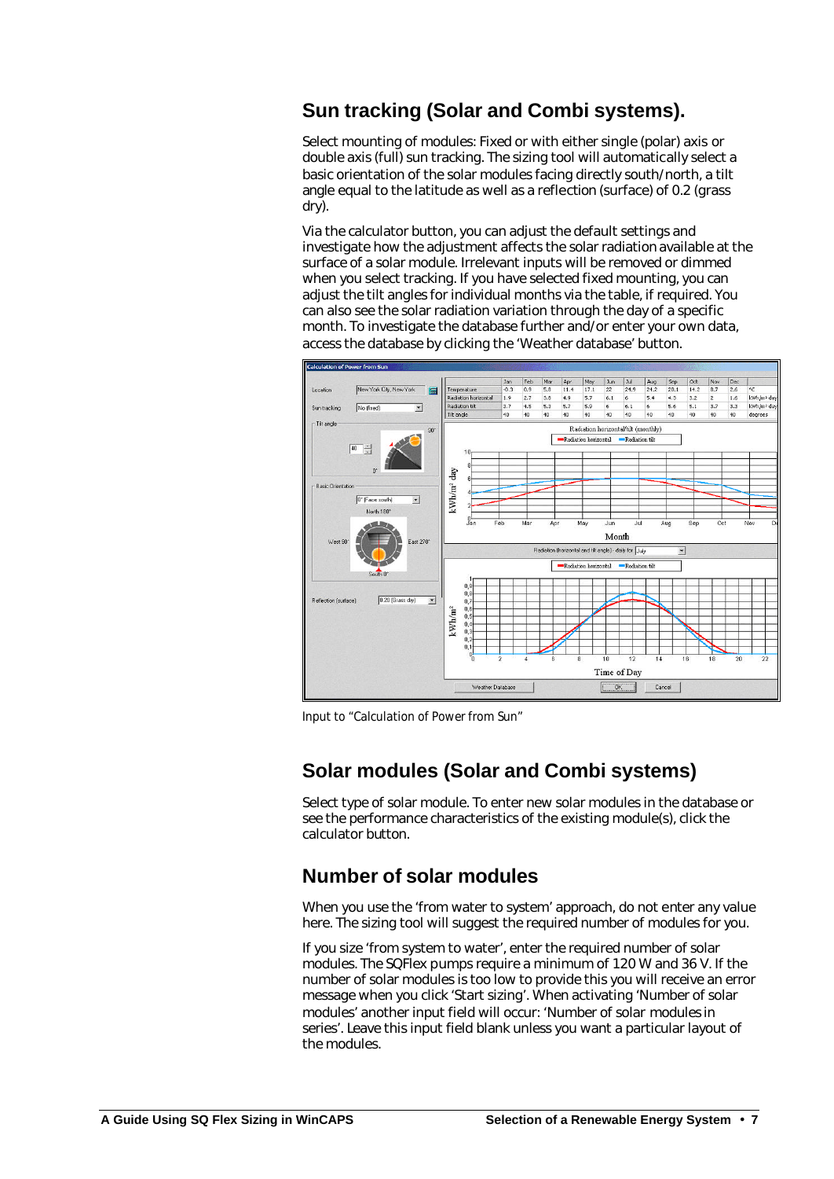## Sun tracking (Solar and Combi systems).

Select mounting of modules: Fixed or with either single (polar) axis or double axis (full) sun tracking. The sizing tool will automatically select a basic orientation of the solar modules facing directly south/north, a tilt angle equal to the latitude as well as a reflection (surface) of 0.2 (grass dry).

Via the calculator button, you can adjust the default settings and investigate how the adjustment affects the solar radiation available at the surface of a solar module. Irrelevant inputs will be removed or dimmed when you select tracking. If you have selected fixed mounting, you can adjust the tilt angles for individual months via the table, if required. You can also see the solar radiation variation through the day of a specific month. To investigate the database further and/or enter your own data, access the database by clicking the 'Weather database' button.

*Input to "Calculation of Power from Sun"*

## Solar modules (Solar and Combi systems)

Select type of solar module. To enter new solar modules in the database or see the performance characteristics of the existing module(s), click the calculator button.

## Number of solar modules

When you use the 'from water to system' approach, do not enter any value here. The sizing tool will suggest the required number of modules for you.

If you size 'from system to water', enter the required number of solar modules. The SQFlex pumps require a minimum of 120 W and 36 V. If the number of solar modules is too low to provide this you will receive an error message when you click 'Start sizing'. When activating 'Number of solar modules' another input field will occur: 'Number of solar modules in series'. Leave this input field blank unless you want a particular layout of the modules.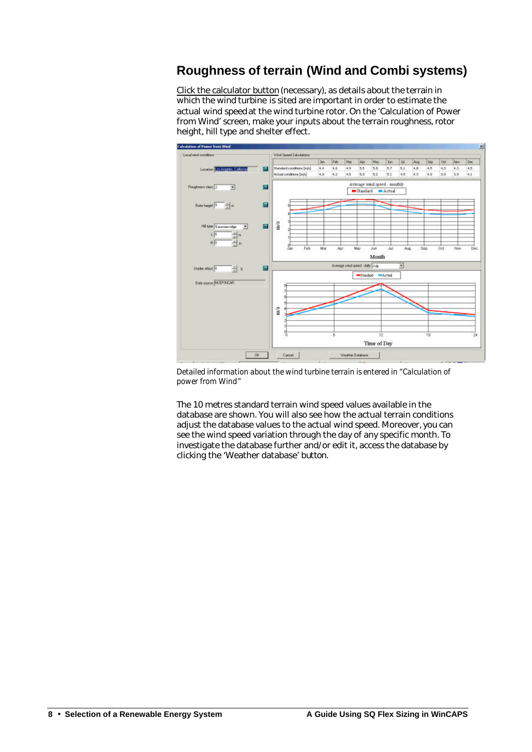## Roughness of terrain (Wind and Combi systems)

Click the calculator button (necessary), as details about the terrain in which the wind turbine is sited are important in order to estimate the actual wind speed at the wind turbine rotor. On the 'Calculation of Power from Wind' screen, make your inputs about the terrain roughness, rotor height, hill type and shelter effect.

*Detailed information about the wind turbine terrain is entered in "Calculation of power from Wind"*

The 10 metres standard terrain wind speed values available in the database are shown. You will also see how the actual terrain conditions adjust the database values to the actual wind speed. Moreover, you can see the wind speed variation through the day of any specific month. To investigate the database further and/or edit it, access the database by clicking the 'Weather database' button.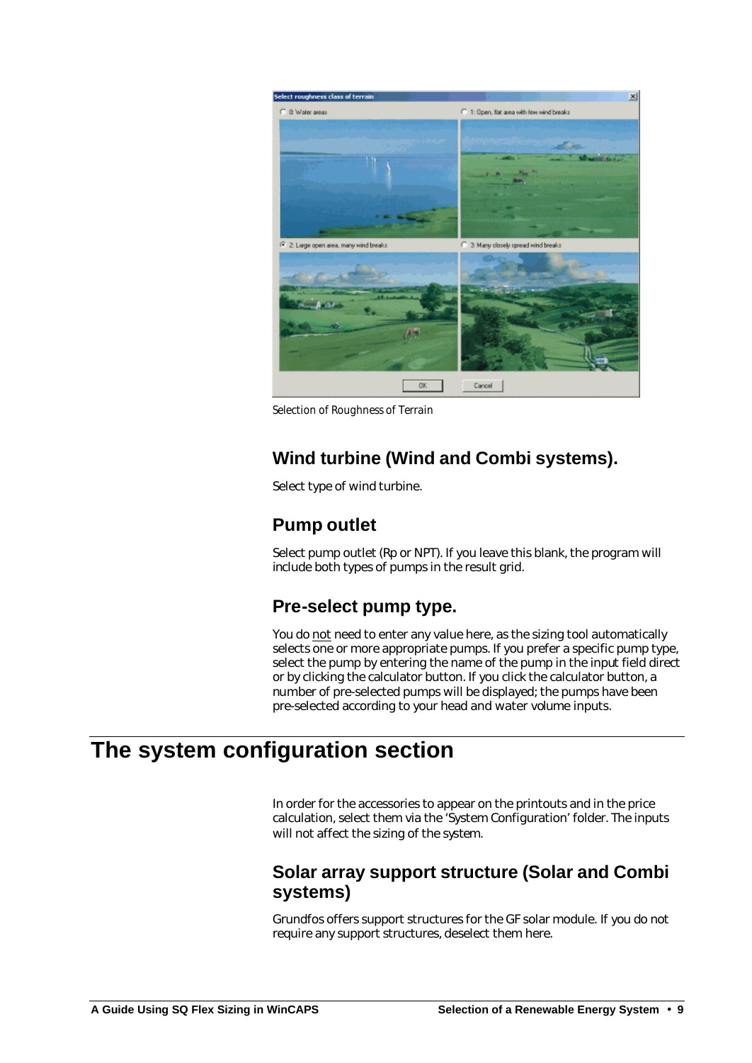*Selection of Roughness of Terrain*

### Wind turbine (Wind and Combi systems).

Select type of wind turbine.

### Pump outlet

Select pump outlet (Rp or NPT). If you leave this blank, the program will include both types of pumps in the result grid.

### Pre-select pump type.

You do not need to enter any value here, as the sizing tool automatically selects one or more appropriate pumps. If you prefer a specific pump type, select the pump by entering the name of the pump in the input field direct or by clicking the calculator button. If you click the calculator button, a number of pre-selected pumps will be displayed; the pumps have been pre-selected according to your head and water volume inputs.

## The system configuration section

In order for the accessories to appear on the printouts and in the price calculation, select them via the 'System Configuration' folder. The inputs will not affect the sizing of the system.

### Solar array support structure (Solar and Combi systems)

Grundfos offers support structures for the GF solar module. If you do not require any support structures, deselect them here.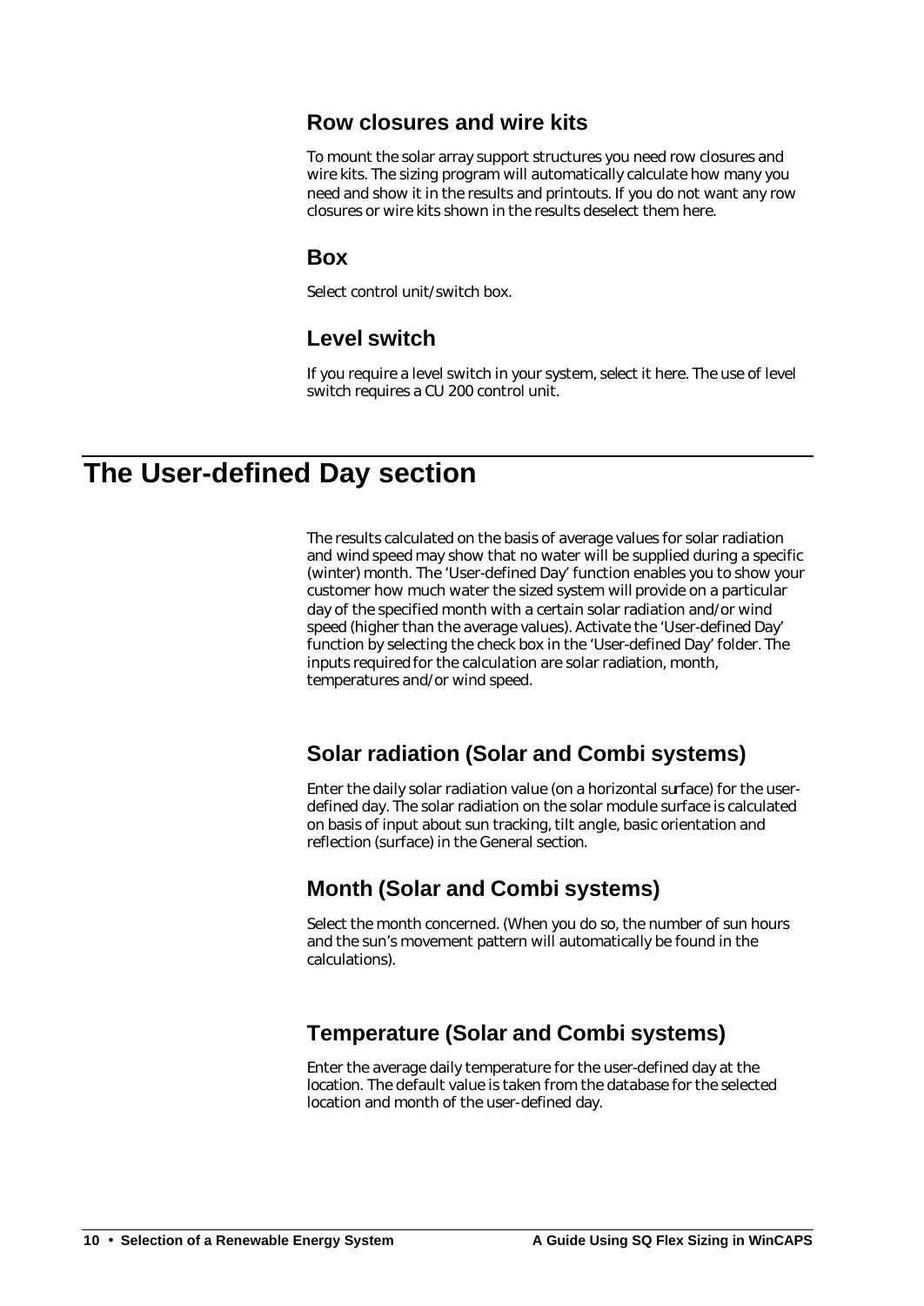### Row closures and wire kits

To mount the solar array support structures you need row closures and wire kits. The sizing program will automatically calculate how many you need and show it in the results and printouts. If you do not want any row closures or wire kits shown in the results deselect them here.

### Box

Select control unit/switch box.

### Level switch

If you require a level switch in your system, select it here. The use of level switch requires a CU 200 control unit.

## The User-defined Day section

The results calculated on the basis of average values for solar radiation and wind speed may show that no water will be supplied during a specific (winter) month. The 'User-defined Day' function enables you to show your customer how much water the sized system will provide on a particular day of the specified month with a certain solar radiation and/or wind speed (higher than the average values). Activate the 'User-defined Day' function by selecting the check box in the 'User-defined Day' folder. The inputs required for the calculation are solar radiation, month, temperatures and/or wind speed.

### Solar radiation (Solar and Combi systems)

Enter the daily solar radiation value (on a horizontal surface) for the user-defined day. The solar radiation on the solar module surface is calculated on basis of input about sun tracking, tilt angle, basic orientation and reflection (surface) in the General section.

### Month (Solar and Combi systems)

Select the month concerned. (When you do so, the number of sun hours and the sun's movement pattern will automatically be found in the calculations).

### Temperature (Solar and Combi systems)

Enter the average daily temperature for the user-defined day at the location. The default value is taken from the database for the selected location and month of the user-defined day.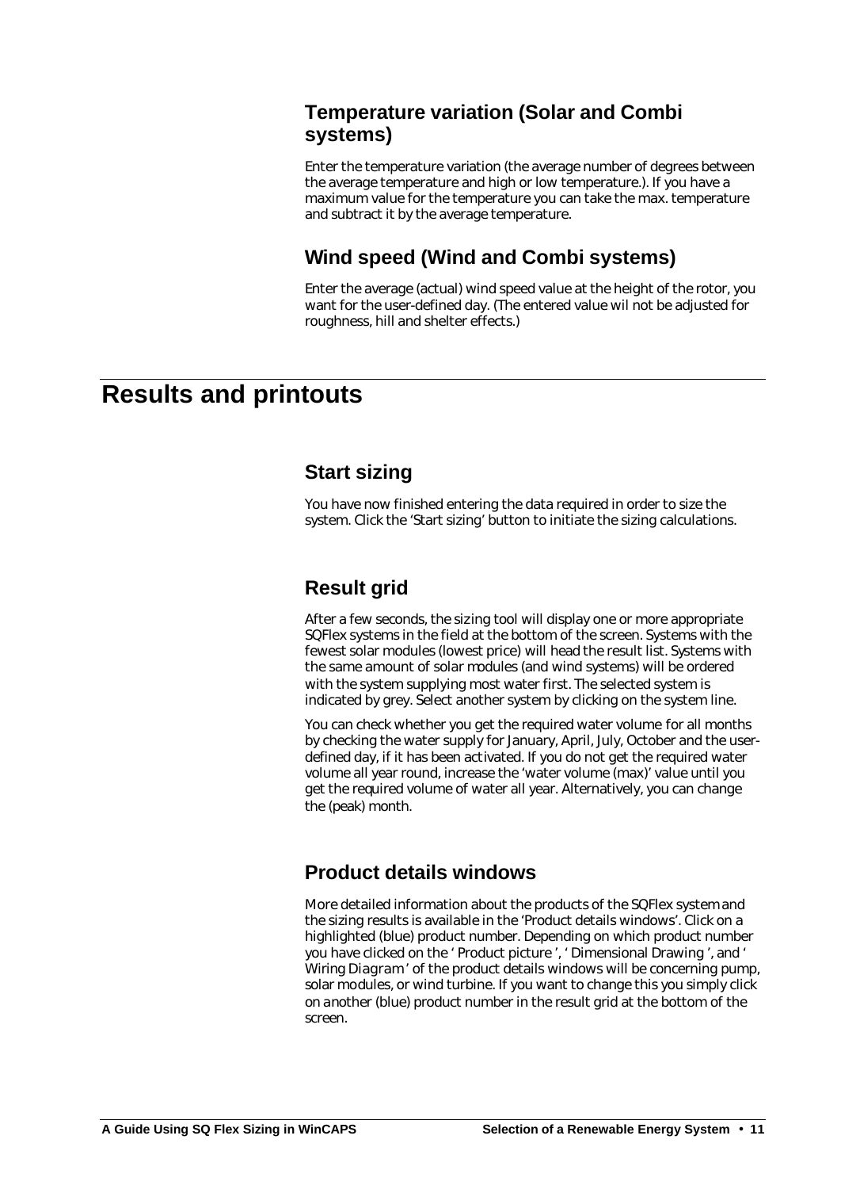## Temperature variation (Solar and Combi systems)

Enter the temperature variation (the average number of degrees between the average temperature and high or low temperature.). If you have a maximum value for the temperature you can take the max. temperature and subtract it by the average temperature.

## Wind speed (Wind and Combi systems)

Enter the average (actual) wind speed value at the height of the rotor, you want for the user-defined day. (The entered value wil not be adjusted for roughness, hill and shelter effects.)

# Results and printouts

## Start sizing

You have now finished entering the data required in order to size the system. Click the 'Start sizing' button to initiate the sizing calculations.

## Result grid

After a few seconds, the sizing tool will display one or more appropriate SQFlex systems in the field at the bottom of the screen. Systems with the fewest solar modules (lowest price) will head the result list. Systems with the same amount of solar modules (and wind systems) will be ordered with the system supplying most water first. The selected system is indicated by grey. Select another system by clicking on the system line.

You can check whether you get the required water volume for all months by checking the water supply for January, April, July, October and the user-defined day, if it has been activated. If you do not get the required water volume all year round, increase the 'water volume (max)' value until you get the required volume of water all year. Alternatively, you can change the (peak) month.

## Product details windows

More detailed information about the products of the SQFlex system and the sizing results is available in the 'Product details windows'. Click on a highlighted (blue) product number. Depending on which product number you have clicked on the ' Product picture ', ' Dimensional Drawing ', and ' Wiring Diagram ' of the product details windows will be concerning pump, solar modules, or wind turbine. If you want to change this you simply click on another (blue) product number in the result grid at the bottom of the screen.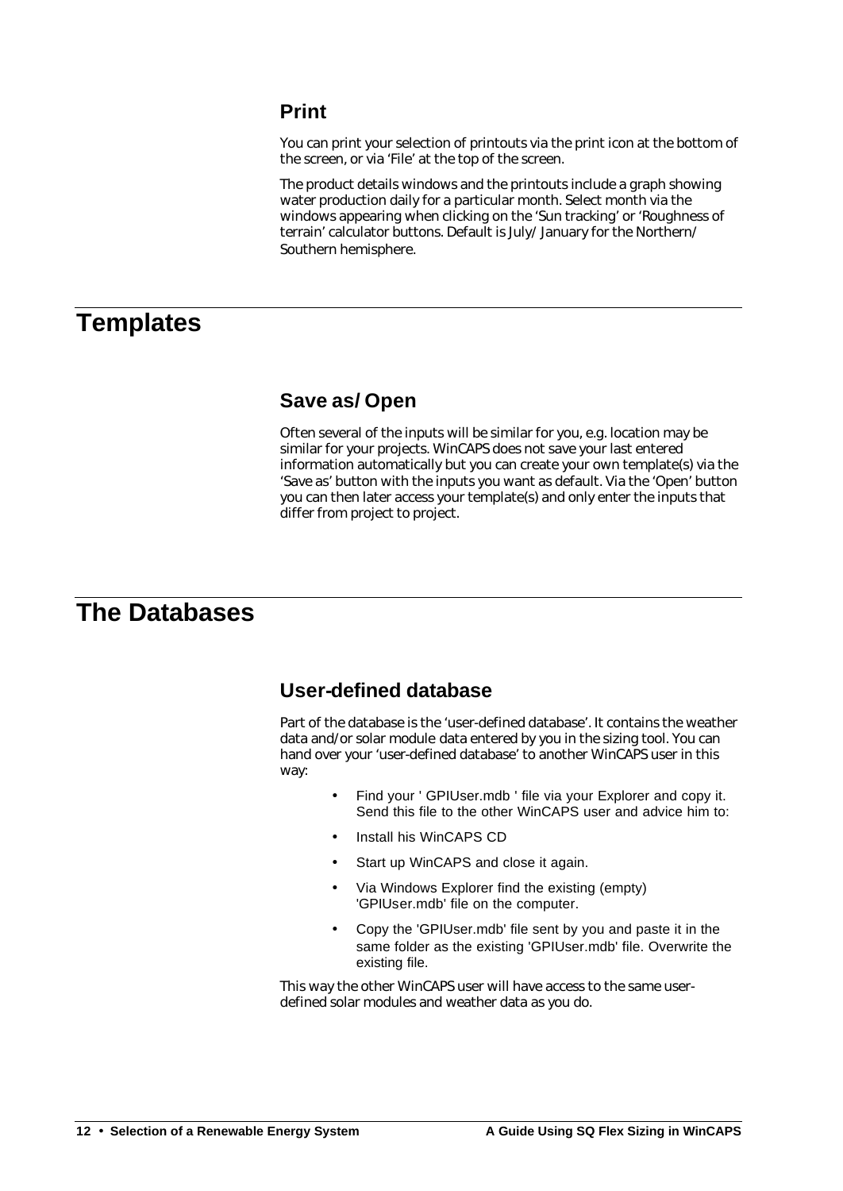## Print

You can print your selection of printouts via the print icon at the bottom of the screen, or via 'File' at the top of the screen.

The product details windows and the printouts include a graph showing water production daily for a particular month. Select month via the windows appearing when clicking on the 'Sun tracking' or 'Roughness of terrain' calculator buttons. Default is July/ January for the Northern/ Southern hemisphere.

# Templates

## Save as/ Open

Often several of the inputs will be similar for you, e.g. location may be similar for your projects. WinCAPS does not save your last entered information automatically but you can create your own template(s) via the 'Save as' button with the inputs you want as default. Via the 'Open' button you can then later access your template(s) and only enter the inputs that differ from project to project.

# The Databases

## User-defined database

Part of the database is the 'user-defined database'. It contains the weather data and/or solar module data entered by you in the sizing tool. You can hand over your 'user-defined database' to another WinCAPS user in this way:

- Find your ' GPIUser.mdb ' file via your Explorer and copy it. Send this file to the other WinCAPS user and advice him to:
- Install his WinCAPS CD
- Start up WinCAPS and close it again.
- Via Windows Explorer find the existing (empty) 'GPIUser.mdb' file on the computer.
- Copy the 'GPIUser.mdb' file sent by you and paste it in the same folder as the existing 'GPIUser.mdb' file. Overwrite the existing file.

This way the other WinCAPS user will have access to the same user-defined solar modules and weather data as you do.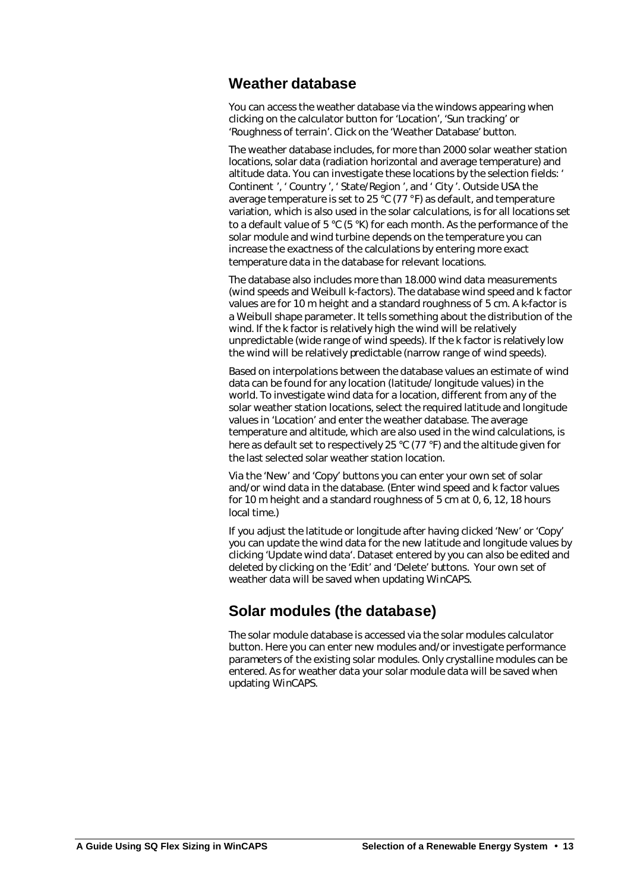## Weather database

You can access the weather database via the windows appearing when clicking on the calculator button for 'Location', 'Sun tracking' or 'Roughness of terrain'. Click on the 'Weather Database' button.

The weather database includes, for more than 2000 solar weather station locations, solar data (radiation horizontal and average temperature) and altitude data. You can investigate these locations by the selection fields: ' Continent ', ' Country ', ' State/Region ', and ' City '. Outside USA the average temperature is set to 25 °C (77 °F) as default, and temperature variation, which is also used in the solar calculations, is for all locations set to a default value of 5 °C (5 °K) for each month. As the performance of the solar module and wind turbine depends on the temperature you can increase the exactness of the calculations by entering more exact temperature data in the database for relevant locations.

The database also includes more than 18.000 wind data measurements (wind speeds and Weibull k-factors). The database wind speed and k factor values are for 10 m height and a standard roughness of 5 cm. A k-factor is a Weibull shape parameter. It tells something about the distribution of the wind. If the k factor is relatively high the wind will be relatively unpredictable (wide range of wind speeds). If the k factor is relatively low the wind will be relatively predictable (narrow range of wind speeds).

Based on interpolations between the database values an estimate of wind data can be found for any location (latitude/ longitude values) in the world. To investigate wind data for a location, different from any of the solar weather station locations, select the required latitude and longitude values in 'Location' and enter the weather database. The average temperature and altitude, which are also used in the wind calculations, is here as default set to respectively 25 °C (77 °F) and the altitude given for the last selected solar weather station location.

Via the 'New' and 'Copy' buttons you can enter your own set of solar and/or wind data in the database. (Enter wind speed and k factor values for 10 m height and a standard roughness of 5 cm at 0, 6, 12, 18 hours local time.)

If you adjust the latitude or longitude after having clicked 'New' or 'Copy' you can update the wind data for the new latitude and longitude values by clicking 'Update wind data'. Dataset entered by you can also be edited and deleted by clicking on the 'Edit' and 'Delete' buttons. Your own set of weather data will be saved when updating WinCAPS.

## Solar modules (the database)

The solar module database is accessed via the solar modules calculator button. Here you can enter new modules and/or investigate performance parameters of the existing solar modules. Only crystalline modules can be entered. As for weather data your solar module data will be saved when updating WinCAPS.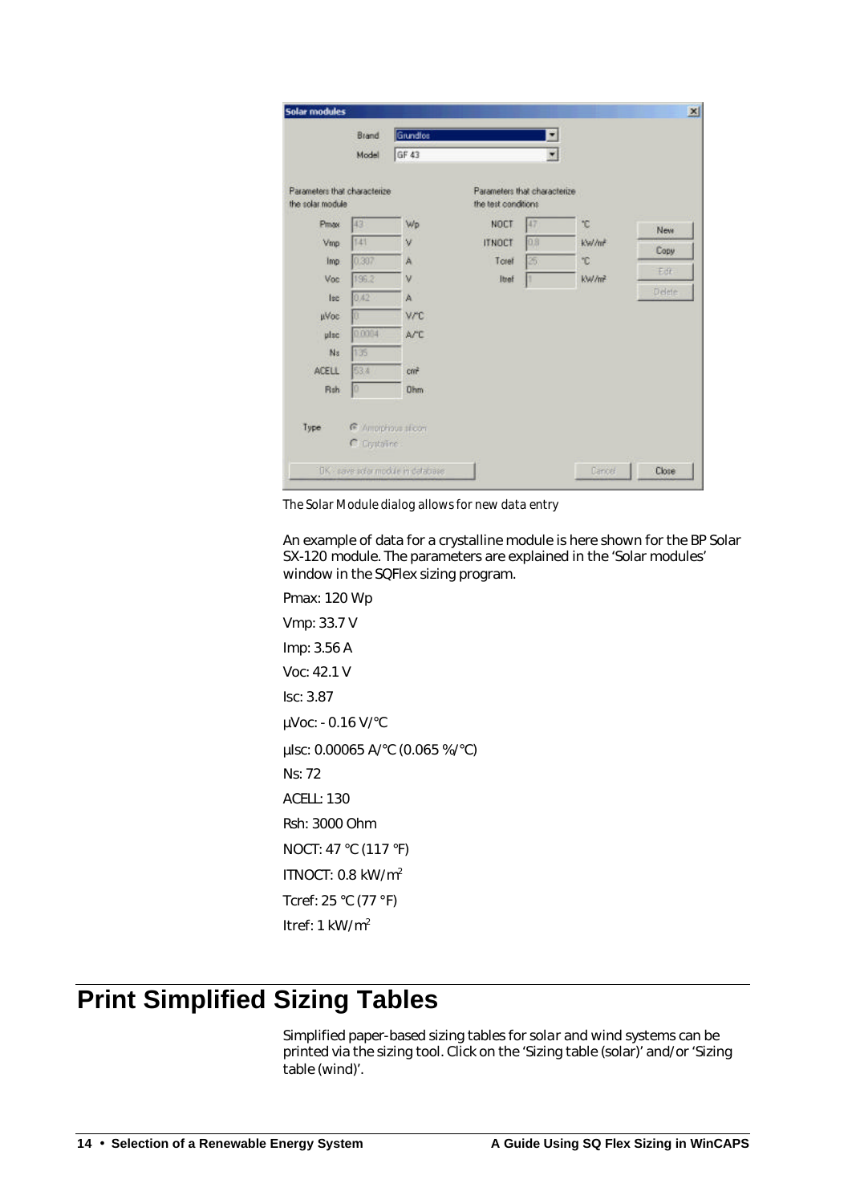The Solar Module dialog allows for new data entry

An example of data for a crystalline module is here shown for the BP Solar SX-120 module. The parameters are explained in the 'Solar modules' window in the SQFlex sizing program.

Pmax: 120 Wp

Vmp: 33.7 V

Imp: 3.56 A

Voc: 42.1 V

Isc: 3.87

µVoc: - 0.16 V/°C

µIsc: 0.00065 A/°C (0.065 %/°C)

Ns: 72

ACELL: 130

Rsh: 3000 Ohm

NOCT: 47 °C (117 °F)

ITNOCT: 0.8 kW/m²

Tcref: 25 °C (77 °F)

Itref: 1 kW/m²

# Print Simplified Sizing Tables

Simplified paper-based sizing tables for solar and wind systems can be printed via the sizing tool. Click on the 'Sizing table (solar)' and/or 'Sizing table (wind)'.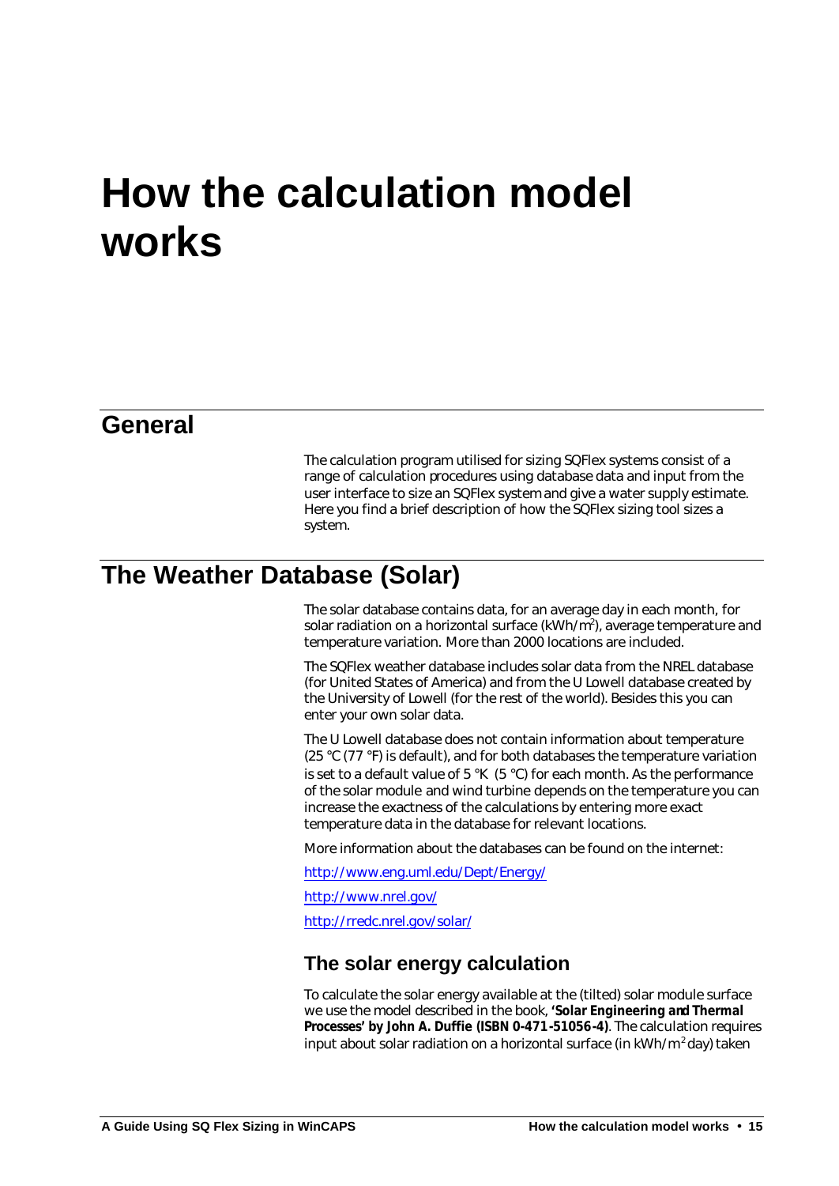# How the calculation model works

## General

The calculation program utilised for sizing SQFlex systems consist of a range of calculation procedures using database data and input from the user interface to size an SQFlex system and give a water supply estimate. Here you find a brief description of how the SQFlex sizing tool sizes a system.

## The Weather Database (Solar)

The solar database contains data, for an average day in each month, for solar radiation on a horizontal surface ($kWh/m^2$), average temperature and temperature variation. More than 2000 locations are included.

The SQFlex weather database includes solar data from the NREL database (for United States of America) and from the U Lowell database created by the University of Lowell (for the rest of the world). Besides this you can enter your own solar data.

The U Lowell database does not contain information about temperature (25 °C (77 °F) is default), and for both databases the temperature variation is set to a default value of 5 °K (5 °C) for each month. As the performance of the solar module and wind turbine depends on the temperature you can increase the exactness of the calculations by entering more exact temperature data in the database for relevant locations.

More information about the databases can be found on the internet:

http://www.eng.uml.edu/Dept/Energy/

http://www.nrel.gov/

http://rredc.nrel.gov/solar/

### The solar energy calculation

To calculate the solar energy available at the (tilted) solar module surface we use the model described in the book, **'Solar Engineering and Thermal Processes' by John A. Duffie (ISBN 0-471-51056-4)**. The calculation requires input about solar radiation on a horizontal surface (in $kWh/m^2$ day) taken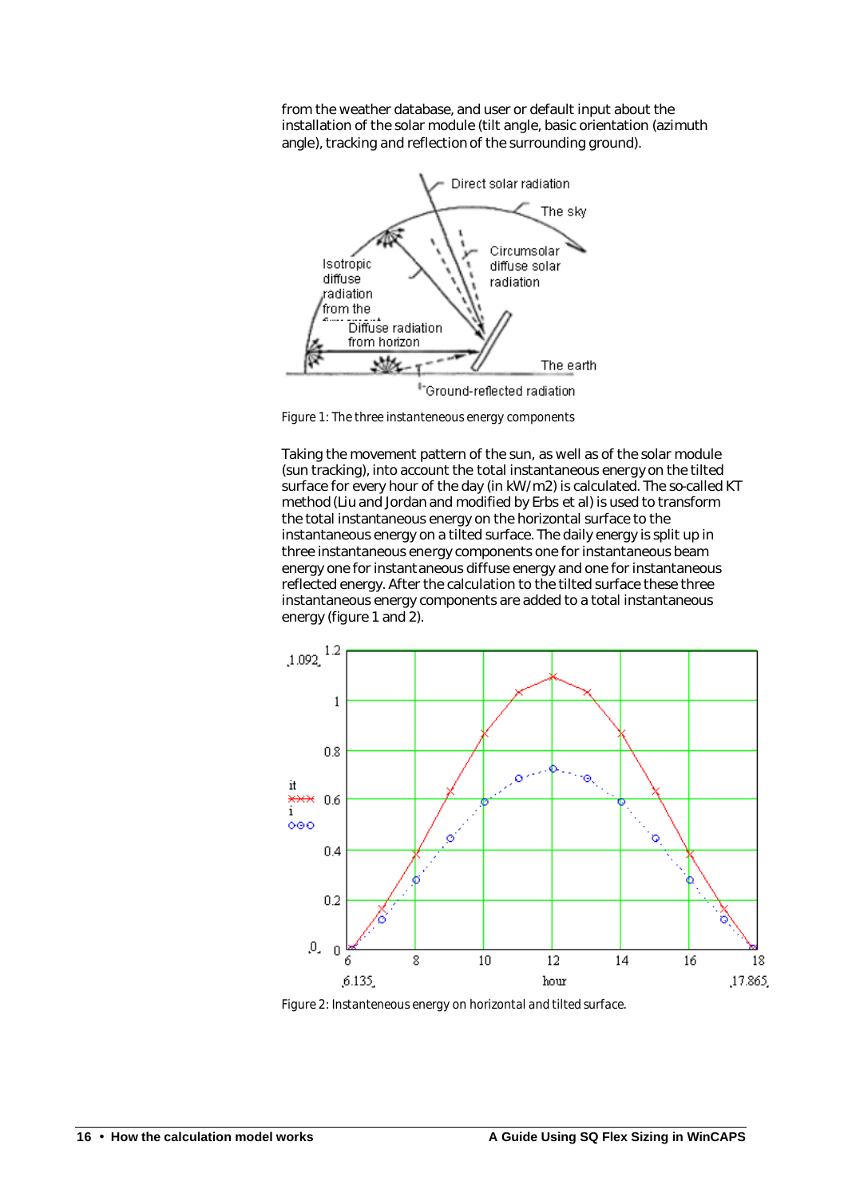from the weather database, and user or default input about the installation of the solar module (tilt angle, basic orientation (azimuth angle), tracking and reflection of the surrounding ground).

Figure 1: The three instantaneous energy components

Taking the movement pattern of the sun, as well as of the solar module (sun tracking), into account the total instantaneous energy on the tilted surface for every hour of the day (in kW/m2) is calculated. The so-called KT method (Liu and Jordan and modified by Erbs et al) is used to transform the total instantaneous energy on the horizontal surface to the instantaneous energy on a tilted surface. The daily energy is split up in three instantaneous energy components one for instantaneous beam energy one for instantaneous diffuse energy and one for instantaneous reflected energy. After the calculation to the tilted surface these three instantaneous energy components are added to a total instantaneous energy (figure 1 and 2).

Figure 2: Instantaneous energy on horizontal and tilted surface.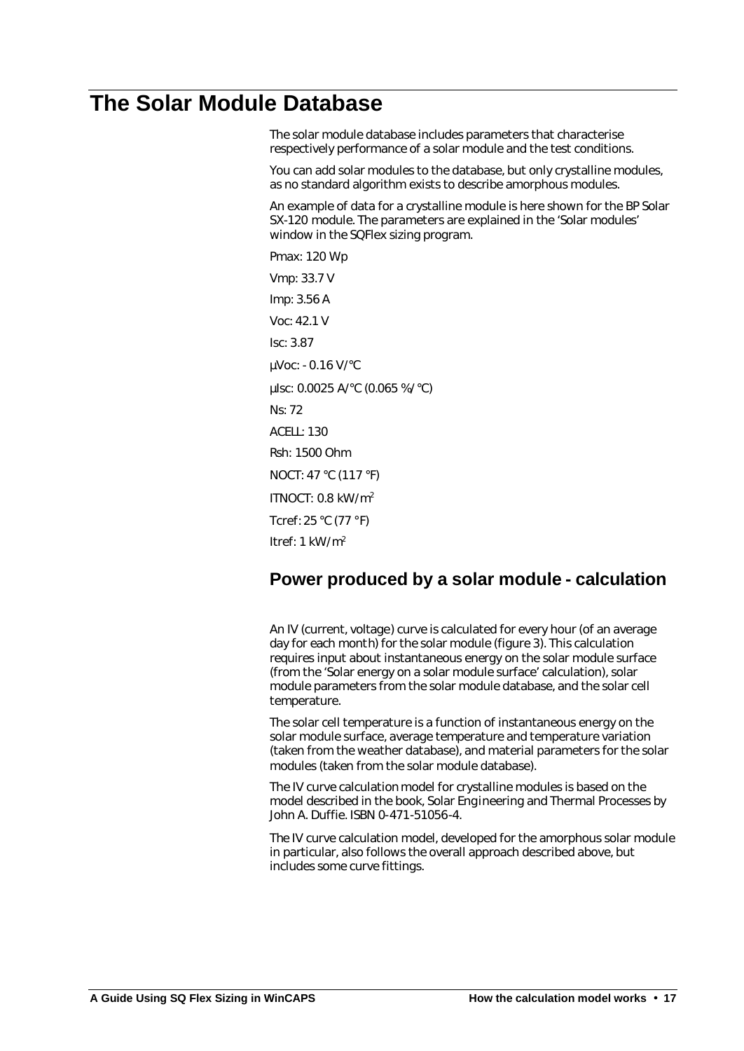# The Solar Module Database

The solar module database includes parameters that characterise respectively performance of a solar module and the test conditions.

You can add solar modules to the database, but only crystalline modules, as no standard algorithm exists to describe amorphous modules.

An example of data for a crystalline module is here shown for the BP Solar SX-120 module. The parameters are explained in the 'Solar modules' window in the SQFlex sizing program.

Pmax: 120 Wp

Vmp: 33.7 V

Imp: 3.56 A

Voc: 42.1 V

Isc: 3.87

µVoc: - 0.16 V/°C

µIsc: 0.0025 A/°C (0.065 %/°C)

Ns: 72

ACELL: 130

Rsh: 1500 Ohm

NOCT: 47 °C (117 °F)

ITNOCT: 0.8 kW/$m^2$

Tcref: 25 °C (77 °F)

Itref: 1 kW/$m^2$

## Power produced by a solar module - calculation

An IV (current, voltage) curve is calculated for every hour (of an average day for each month) for the solar module (figure 3). This calculation requires input about instantaneous energy on the solar module surface (from the 'Solar energy on a solar module surface' calculation), solar module parameters from the solar module database, and the solar cell temperature.

The solar cell temperature is a function of instantaneous energy on the solar module surface, average temperature and temperature variation (taken from the weather database), and material parameters for the solar modules (taken from the solar module database).

The IV curve calculation model for crystalline modules is based on the model described in the book, *Solar Engineering and Thermal Processes* by John A. Duffie. ISBN 0-471-51056-4.

The IV curve calculation model, developed for the amorphous solar module in particular, also follows the overall approach described above, but includes some curve fittings.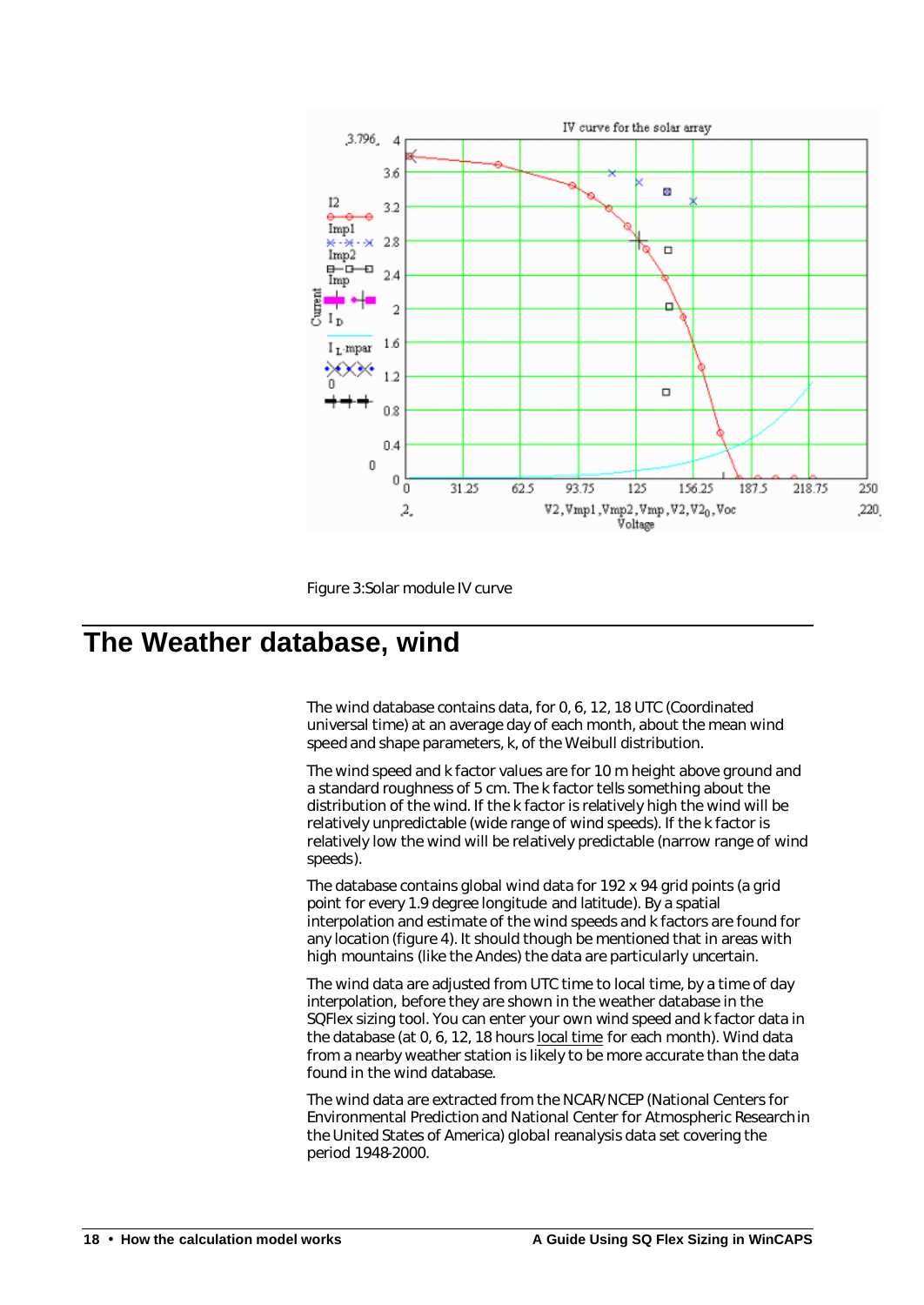Figure 3:Solar module IV curve

# The Weather database, wind

The wind database contains data, for 0, 6, 12, 18 UTC (Coordinated universal time) at an average day of each month, about the mean wind speed and shape parameters, k, of the Weibull distribution.

The wind speed and k factor values are for 10 m height above ground and a standard roughness of 5 cm. The k factor tells something about the distribution of the wind. If the k factor is relatively high the wind will be relatively unpredictable (wide range of wind speeds). If the k factor is relatively low the wind will be relatively predictable (narrow range of wind speeds).

The database contains global wind data for 192 x 94 grid points (a grid point for every 1.9 degree longitude and latitude). By a spatial interpolation and estimate of the wind speeds and k factors are found for any location (figure 4). It should though be mentioned that in areas with high mountains (like the Andes) the data are particularly uncertain.

The wind data are adjusted from UTC time to local time, by a time of day interpolation, before they are shown in the weather database in the SQFlex sizing tool. You can enter your own wind speed and k factor data in the database (at 0, 6, 12, 18 hours local time for each month). Wind data from a nearby weather station is likely to be more accurate than the data found in the wind database.

The wind data are extracted from the NCAR/NCEP (National Centers for Environmental Prediction and National Center for Atmospheric Research in the United States of America) global reanalysis data set covering the period 1948-2000.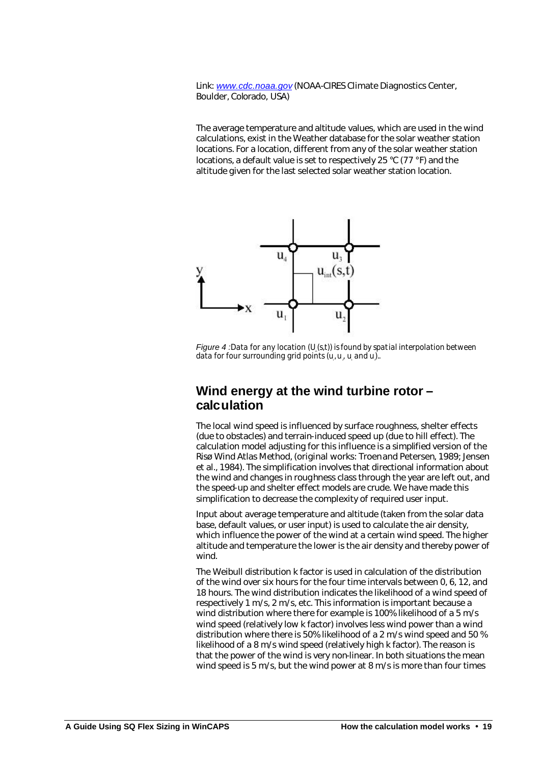Link: [www.cdc.noaa.gov](http://www.cdc.noaa.gov) (NOAA-CIRES Climate Diagnostics Center, Boulder, Colorado, USA)

The average temperature and altitude values, which are used in the wind calculations, exist in the Weather database for the solar weather station locations. For a location, different from any of the solar weather station locations, a default value is set to respectively 25 °C (77 °F) and the altitude given for the last selected solar weather station location.

*Figure 4 :*Data for any location ($U_{int}(s,t)$) is found by spatial interpolation between data for four surrounding grid points ($u_1$, $u_2$, $u_3$ and $u_4$)..

## Wind energy at the wind turbine rotor – calculation

The local wind speed is influenced by surface roughness, shelter effects (due to obstacles) and terrain-induced speed up (due to hill effect). The calculation model adjusting for this influence is a simplified version of the Risø Wind Atlas Method, (original works: Troen and Petersen, 1989; Jensen et al., 1984). The simplification involves that directional information about the wind and changes in roughness class through the year are left out, and the speed-up and shelter effect models are crude. We have made this simplification to decrease the complexity of required user input.

Input about average temperature and altitude (taken from the solar data base, default values, or user input) is used to calculate the air density, which influence the power of the wind at a certain wind speed. The higher altitude and temperature the lower is the air density and thereby power of wind.

The Weibull distribution k factor is used in calculation of the distribution of the wind over six hours for the four time intervals between 0, 6, 12, and 18 hours. The wind distribution indicates the likelihood of a wind speed of respectively 1 m/s, 2 m/s, etc. This information is important because a wind distribution where there for example is 100% likelihood of a 5 m/s wind speed (relatively low k factor) involves less wind power than a wind distribution where there is 50% likelihood of a 2 m/s wind speed and 50 % likelihood of a 8 m/s wind speed (relatively high k factor). The reason is that the power of the wind is very non-linear. In both situations the mean wind speed is 5 m/s, but the wind power at 8 m/s is more than four times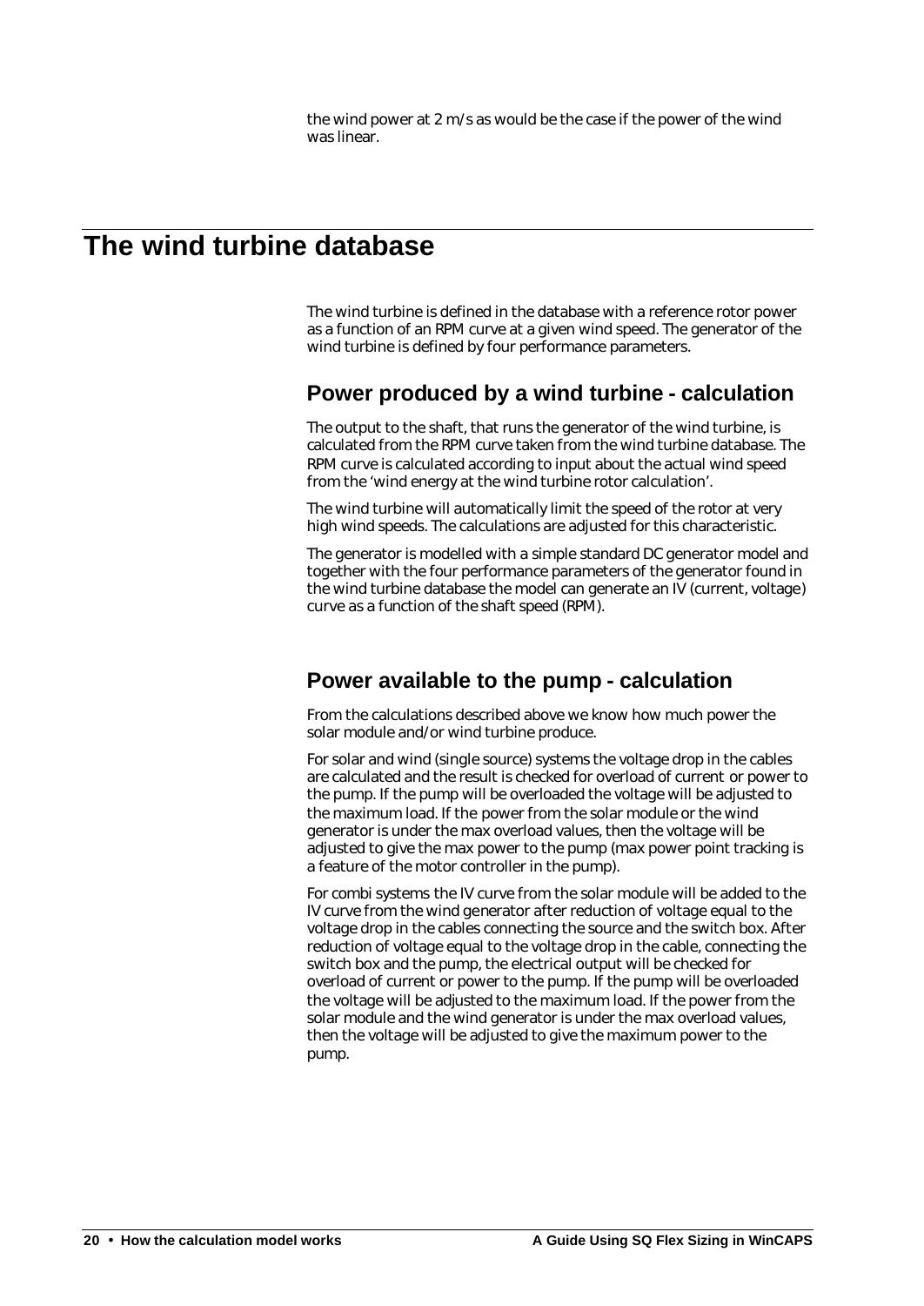the wind power at 2 m/s as would be the case if the power of the wind was linear.

# The wind turbine database

The wind turbine is defined in the database with a reference rotor power as a function of an RPM curve at a given wind speed. The generator of the wind turbine is defined by four performance parameters.

## Power produced by a wind turbine - calculation

The output to the shaft, that runs the generator of the wind turbine, is calculated from the RPM curve taken from the wind turbine database. The RPM curve is calculated according to input about the actual wind speed from the 'wind energy at the wind turbine rotor calculation'.

The wind turbine will automatically limit the speed of the rotor at very high wind speeds. The calculations are adjusted for this characteristic.

The generator is modelled with a simple standard DC generator model and together with the four performance parameters of the generator found in the wind turbine database the model can generate an IV (current, voltage) curve as a function of the shaft speed (RPM).

## Power available to the pump - calculation

From the calculations described above we know how much power the solar module and/or wind turbine produce.

For solar and wind (single source) systems the voltage drop in the cables are calculated and the result is checked for overload of current or power to the pump. If the pump will be overloaded the voltage will be adjusted to the maximum load. If the power from the solar module or the wind generator is under the max overload values, then the voltage will be adjusted to give the max power to the pump (max power point tracking is a feature of the motor controller in the pump).

For combi systems the IV curve from the solar module will be added to the IV curve from the wind generator after reduction of voltage equal to the voltage drop in the cables connecting the source and the switch box. After reduction of voltage equal to the voltage drop in the cable, connecting the switch box and the pump, the electrical output will be checked for overload of current or power to the pump. If the pump will be overloaded the voltage will be adjusted to the maximum load. If the power from the solar module and the wind generator is under the max overload values, then the voltage will be adjusted to give the maximum power to the pump.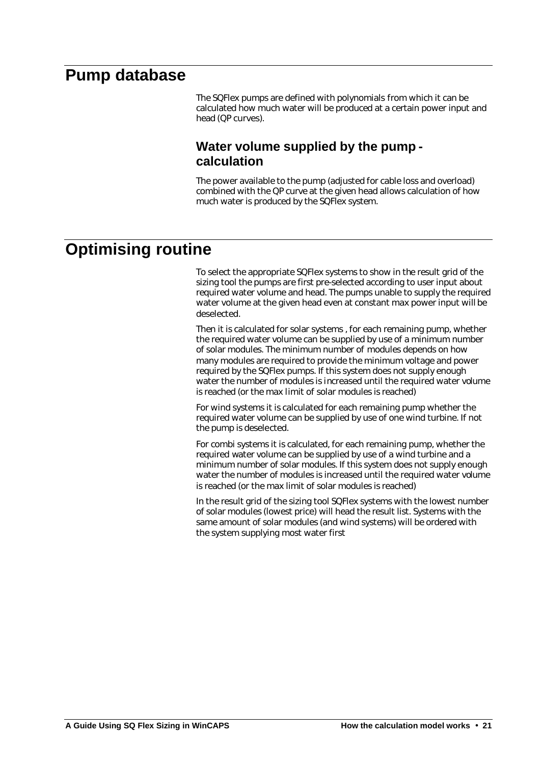# Pump database

The SQFlex pumps are defined with polynomials from which it can be calculated how much water will be produced at a certain power input and head (QP curves).

## Water volume supplied by the pump - calculation

The power available to the pump (adjusted for cable loss and overload) combined with the QP curve at the given head allows calculation of how much water is produced by the SQFlex system.

# Optimising routine

To select the appropriate SQFlex systems to show in the result grid of the sizing tool the pumps are first pre-selected according to user input about required water volume and head. The pumps unable to supply the required water volume at the given head even at constant max power input will be deselected.

Then it is calculated for solar systems , for each remaining pump, whether the required water volume can be supplied by use of a minimum number of solar modules. The minimum number of modules depends on how many modules are required to provide the minimum voltage and power required by the SQFlex pumps. If this system does not supply enough water the number of modules is increased until the required water volume is reached (or the max limit of solar modules is reached)

For wind systems it is calculated for each remaining pump whether the required water volume can be supplied by use of one wind turbine. If not the pump is deselected.

For combi systems it is calculated, for each remaining pump, whether the required water volume can be supplied by use of a wind turbine and a minimum number of solar modules. If this system does not supply enough water the number of modules is increased until the required water volume is reached (or the max limit of solar modules is reached)

In the result grid of the sizing tool SQFlex systems with the lowest number of solar modules (lowest price) will head the result list. Systems with the same amount of solar modules (and wind systems) will be ordered with the system supplying most water first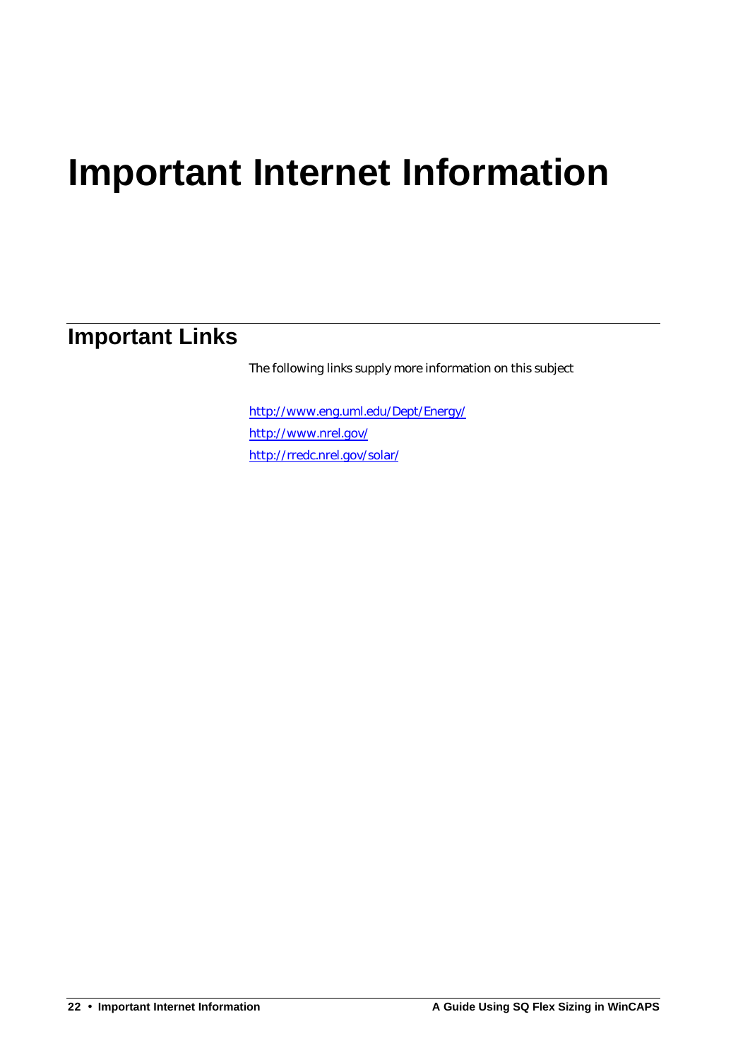# Important Internet Information

## Important Links

The following links supply more information on this subject

http://www.eng.uml.edu/Dept/Energy/
http://www.nrel.gov/
http://rredc.nrel.gov/solar/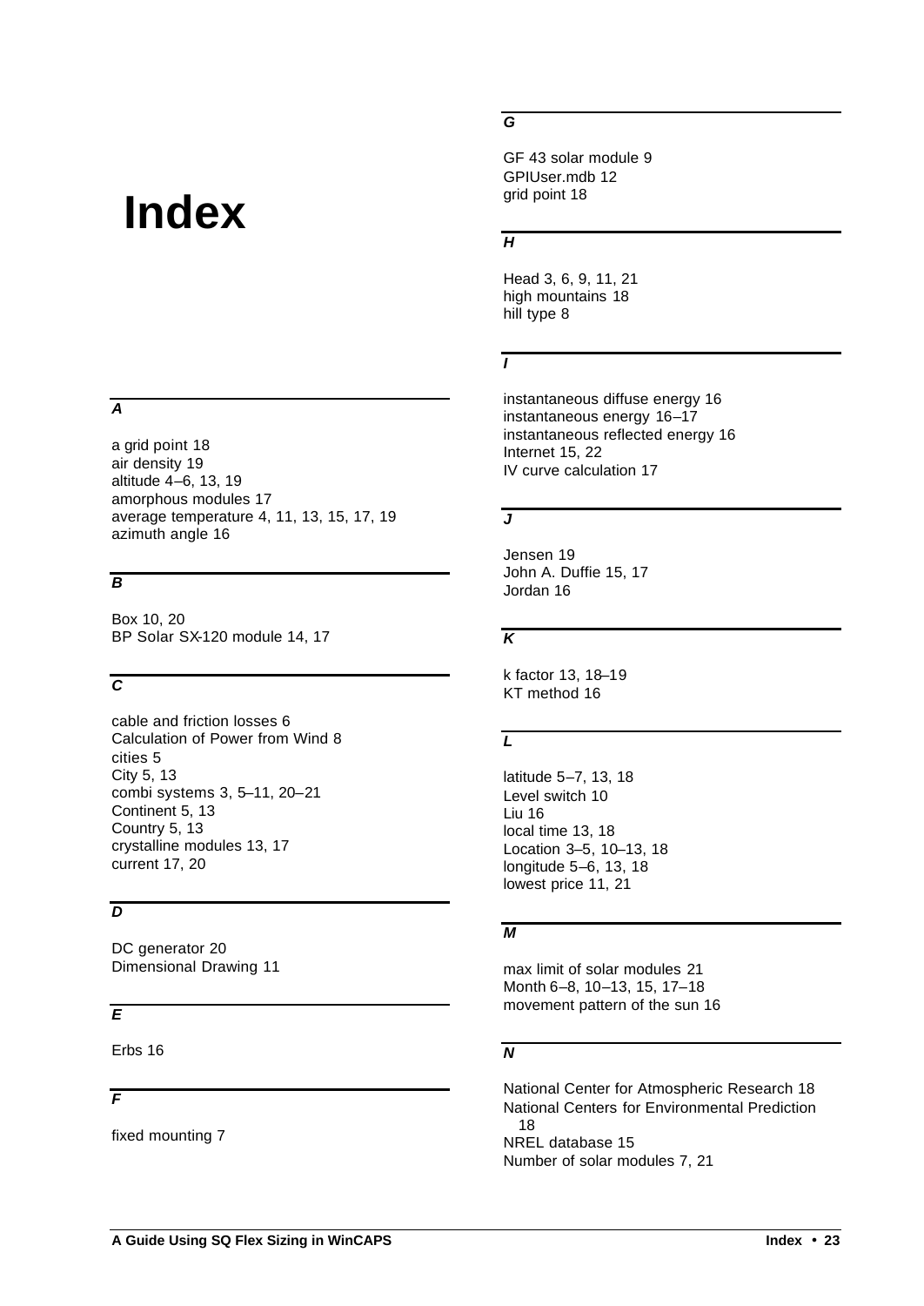# Index

### A

a grid point 18
air density 19
altitude 4–6, 13, 19
amorphous modules 17
average temperature 4, 11, 13, 15, 17, 19
azimuth angle 16

### B

Box 10, 20
BP Solar SX-120 module 14, 17

### C

cable and friction losses 6
Calculation of Power from Wind 8
cities 5
City 5, 13
combi systems 3, 5–11, 20–21
Continent 5, 13
Country 5, 13
crystalline modules 13, 17
current 17, 20

### D

DC generator 20
Dimensional Drawing 11

### E

Erbs 16

### F

fixed mounting 7

### G

GF 43 solar module 9
GPIUser.mdb 12
grid point 18

### H

Head 3, 6, 9, 11, 21
high mountains 18
hill type 8

### I

instantaneous diffuse energy 16
instantaneous energy 16–17
instantaneous reflected energy 16
Internet 15, 22
IV curve calculation 17

### J

Jensen 19
John A. Duffie 15, 17
Jordan 16

### K

k factor 13, 18–19
KT method 16

### L

latitude 5–7, 13, 18
Level switch 10
Liu 16
local time 13, 18
Location 3–5, 10–13, 18
longitude 5–6, 13, 18
lowest price 11, 21

### M

max limit of solar modules 21
Month 6–8, 10–13, 15, 17–18
movement pattern of the sun 16

### N

National Center for Atmospheric Research 18
National Centers for Environmental Prediction 18
NREL database 15
Number of solar modules 7, 21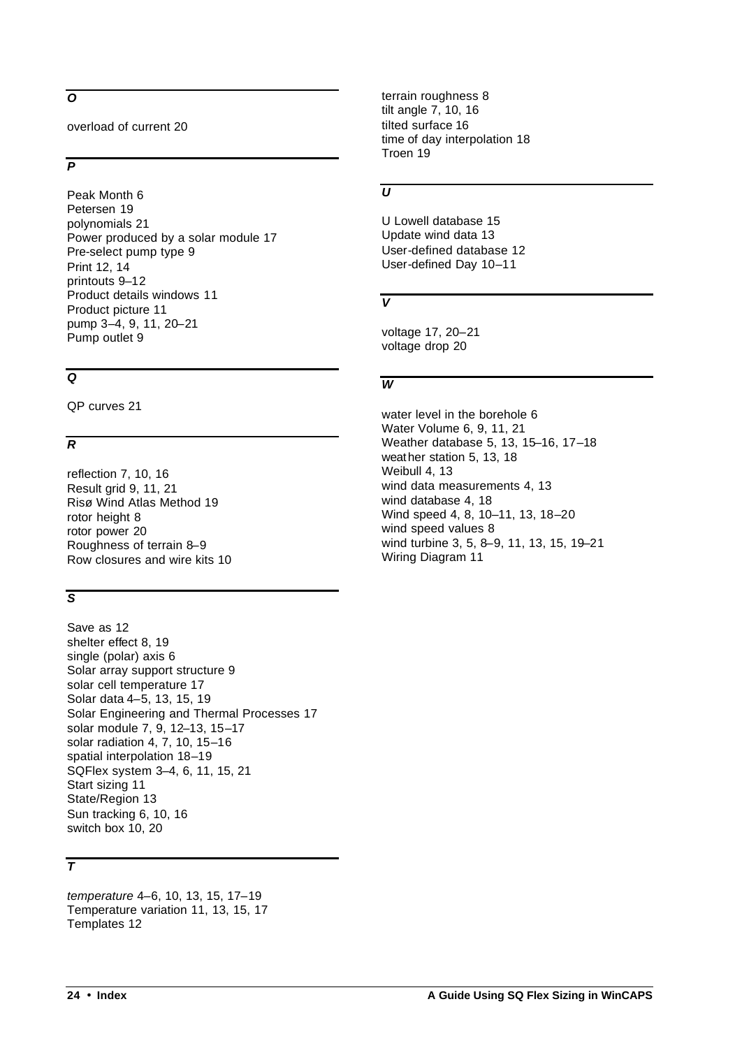### *O*

overload of current 20

### *P*

Peak Month 6
Petersen 19
polynomials 21
Power produced by a solar module 17
Pre-select pump type 9
Print 12, 14
printouts 9–12
Product details windows 11
Product picture 11
pump 3–4, 9, 11, 20–21
Pump outlet 9

### *Q*

QP curves 21

### *R*

reflection 7, 10, 16
Result grid 9, 11, 21
Risø Wind Atlas Method 19
rotor height 8
rotor power 20
Roughness of terrain 8–9
Row closures and wire kits 10

### *S*

Save as 12
shelter effect 8, 19
single (polar) axis 6
Solar array support structure 9
solar cell temperature 17
Solar data 4–5, 13, 15, 19
Solar Engineering and Thermal Processes 17
solar module 7, 9, 12–13, 15–17
solar radiation 4, 7, 10, 15–16
spatial interpolation 18–19
SQFlex system 3–4, 6, 11, 15, 21
Start sizing 11
State/Region 13
Sun tracking 6, 10, 16
switch box 10, 20

### *T*

*temperature* 4–6, 10, 13, 15, 17–19
Temperature variation 11, 13, 15, 17
Templates 12
terrain roughness 8
tilt angle 7, 10, 16
tilted surface 16
time of day interpolation 18
Troen 19

### *U*

U Lowell database 15
Update wind data 13
User-defined database 12
User-defined Day 10–11

### *V*

voltage 17, 20–21
voltage drop 20

### *W*

water level in the borehole 6
Water Volume 6, 9, 11, 21
Weather database 5, 13, 15–16, 17–18
weather station 5, 13, 18
Weibull 4, 13
wind data measurements 4, 13
wind database 4, 18
Wind speed 4, 8, 10–11, 13, 18–20
wind speed values 8
wind turbine 3, 5, 8–9, 11, 13, 15, 19–21
Wiring Diagram 11